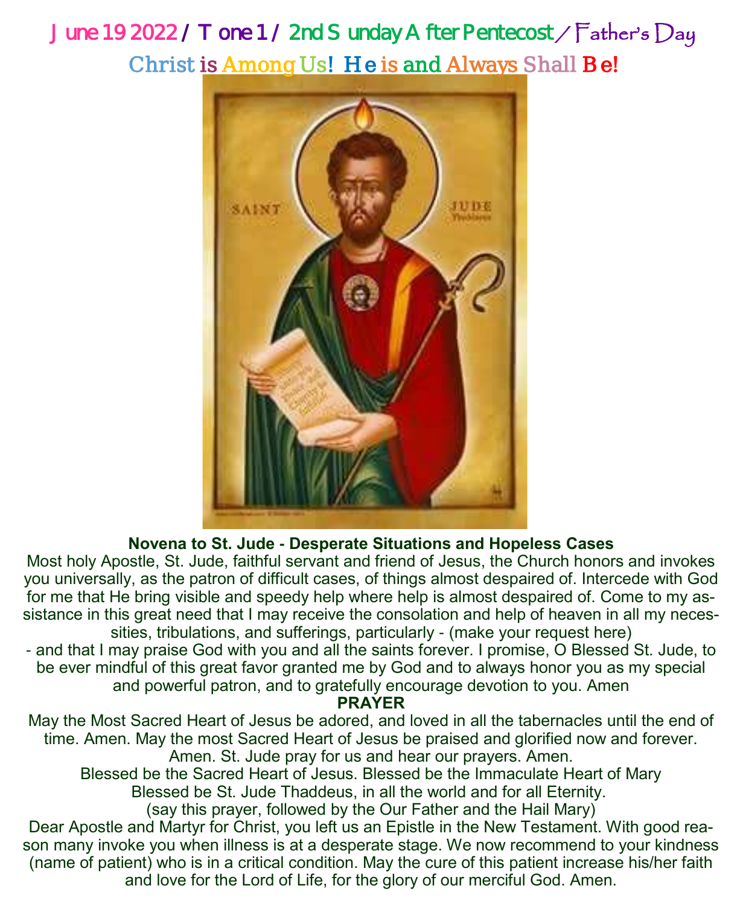June 19 2022 / Tone 1 / 2nd Sunday After Pentecost / Father's Day

Christ is Among Us! He is and Always Shall Be!

**Novena to St. Jude - Desperate Situations and Hopeless Cases**

Most holy Apostle, St. Jude, faithful servant and friend of Jesus, the Church honors and invokes you universally, as the patron of difficult cases, of things almost despaired of. Intercede with God for me that He bring visible and speedy help where help is almost despaired of. Come to my assistance in this great need that I may receive the consolation and help of heaven in all my necessities, tribulations, and sufferings, particularly - (make your request here) - and that I may praise God with you and all the saints forever. I promise, O Blessed St. Jude, to be ever mindful of this great favor granted me by God and to always honor you as my special and powerful patron, and to gratefully encourage devotion to you. Amen

**PRAYER**

May the Most Sacred Heart of Jesus be adored, and loved in all the tabernacles until the end of time. Amen. May the most Sacred Heart of Jesus be praised and glorified now and forever. Amen. St. Jude pray for us and hear our prayers. Amen.

Blessed be the Sacred Heart of Jesus. Blessed be the Immaculate Heart of Mary

Blessed be St. Jude Thaddeus, in all the world and for all Eternity.

(say this prayer, followed by the Our Father and the Hail Mary)

Dear Apostle and Martyr for Christ, you left us an Epistle in the New Testament. With good reason many invoke you when illness is at a desperate stage. We now recommend to your kindness (name of patient) who is in a critical condition. May the cure of this patient increase his/her faith and love for the Lord of Life, for the glory of our merciful God. Amen.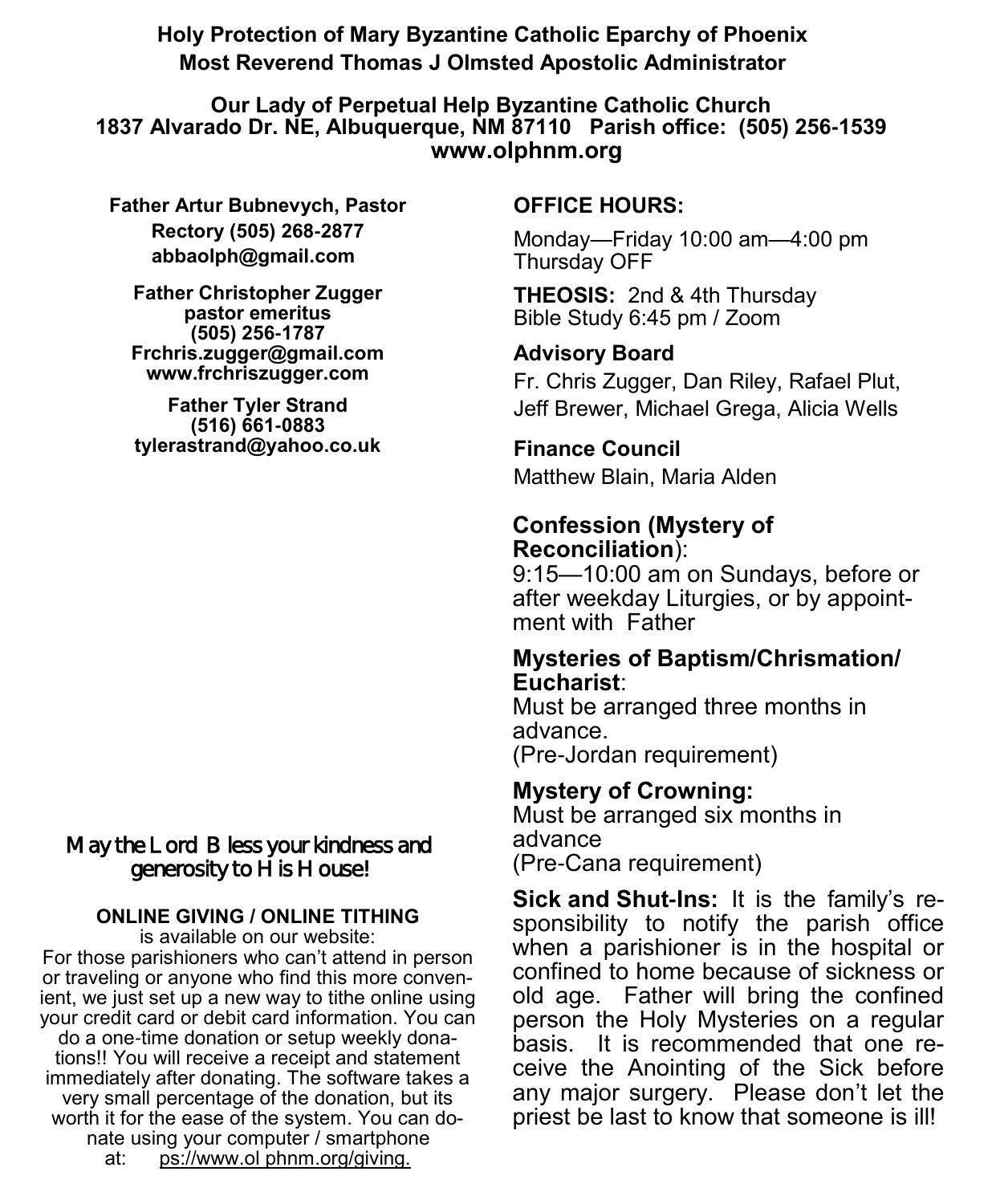**Holy Protection of Mary Byzantine Catholic Eparchy of Phoenix**
**Most Reverend Thomas J Olmsted Apostolic Administrator**

**Our Lady of Perpetual Help Byzantine Catholic Church**
**1837 Alvarado Dr. NE, Albuquerque, NM 87110 Parish office: (505) 256-1539**
**www.olphnm.org**

**Father Artur Bubnevych, Pastor**
**Rectory (505) 268-2877**
**abbaolph@gmail.com**

**Father Christopher Zugger**
**pastor emeritus**
**(505) 256-1787**
**Frchris.zugger@gmail.com**
**www.frchriszugger.com**

**Father Tyler Strand**
**(516) 661-0883**
**tylerastrand@yahoo.co.uk**

May the Lord Bless your kindness and generosity to His House!

**ONLINE GIVING / ONLINE TITHING**
is available on our website:
For those parishioners who can't attend in person or traveling or anyone who find this more convenient, we just set up a new way to tithe online using your credit card or debit card information. You can do a one-time donation or setup weekly donations!! You will receive a receipt and statement immediately after donating. The software takes a very small percentage of the donation, but its worth it for the ease of the system. You can donate using your computer / smartphone at: ps://www.ol phnm.org/giving.

**OFFICE HOURS:**

Monday—Friday 10:00 am—4:00 pm
Thursday OFF

**THEOSIS:** 2nd & 4th Thursday
Bible Study 6:45 pm / Zoom

**Advisory Board**

Fr. Chris Zugger, Dan Riley, Rafael Plut, Jeff Brewer, Michael Grega, Alicia Wells

**Finance Council**

Matthew Blain, Maria Alden

**Confession (Mystery of Reconciliation**):
9:15—10:00 am on Sundays, before or after weekday Liturgies, or by appointment with Father

**Mysteries of Baptism/Chrismation/ Eucharist**:
Must be arranged three months in advance.
(Pre-Jordan requirement)

**Mystery of Crowning:**
Must be arranged six months in advance
(Pre-Cana requirement)

**Sick and Shut-Ins:** It is the family's responsibility to notify the parish office when a parishioner is in the hospital or confined to home because of sickness or old age. Father will bring the confined person the Holy Mysteries on a regular basis. It is recommended that one receive the Anointing of the Sick before any major surgery. Please don't let the priest be last to know that someone is ill!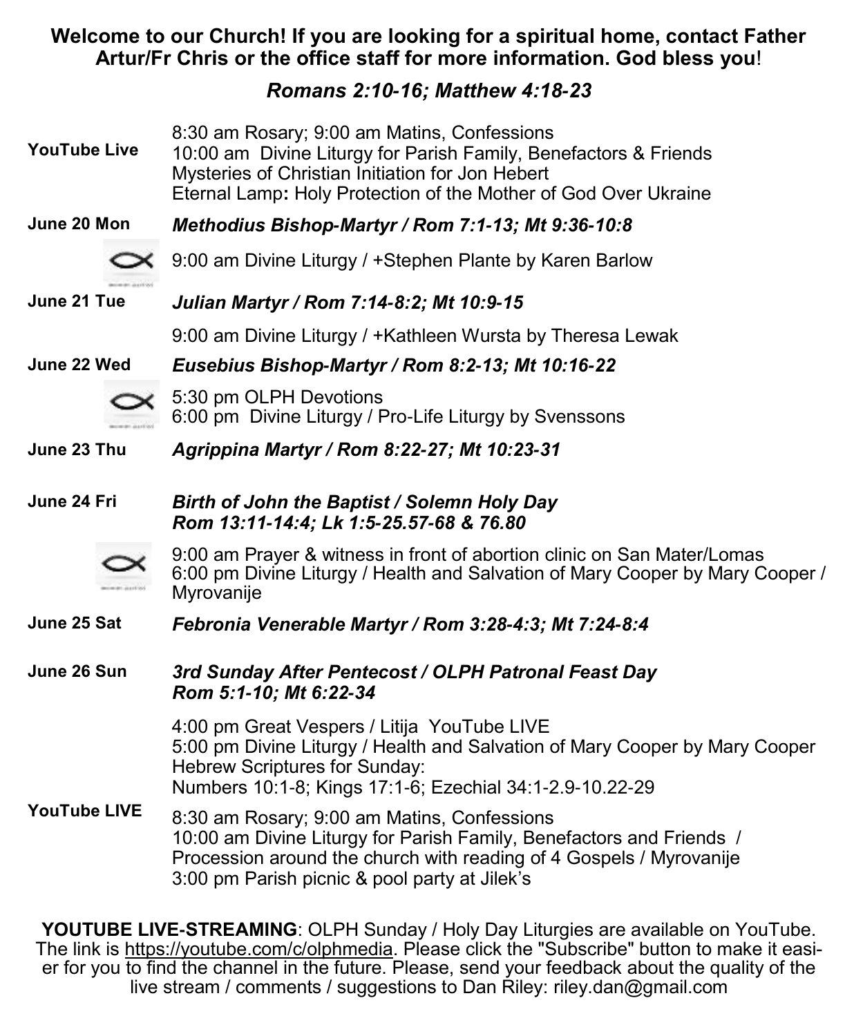**Welcome to our Church! If you are looking for a spiritual home, contact Father Artur/Fr Chris or the office staff for more information. God bless you**!

***Romans 2:10-16; Matthew 4:18-23***

**YouTube Live**

8:30 am Rosary; 9:00 am Matins, Confessions
10:00 am Divine Liturgy for Parish Family, Benefactors & Friends
Mysteries of Christian Initiation for Jon Hebert
Eternal Lamp**:** Holy Protection of the Mother of God Over Ukraine

**June 20 Mon** — ***Methodius Bishop-Martyr / Rom 7:1-13; Mt 9:36-10:8***

9:00 am Divine Liturgy / +Stephen Plante by Karen Barlow

**June 21 Tue** — ***Julian Martyr / Rom 7:14-8:2; Mt 10:9-15***

9:00 am Divine Liturgy / +Kathleen Wursta by Theresa Lewak

**June 22 Wed** — ***Eusebius Bishop-Martyr / Rom 8:2-13; Mt 10:16-22***

5:30 pm OLPH Devotions
6:00 pm Divine Liturgy / Pro-Life Liturgy by Svenssons

**June 23 Thu** — ***Agrippina Martyr / Rom 8:22-27; Mt 10:23-31***

**June 24 Fri** — ***Birth of John the Baptist / Solemn Holy Day***
***Rom 13:11-14:4; Lk 1:5-25.57-68 & 76.80***

9:00 am Prayer & witness in front of abortion clinic on San Mater/Lomas
6:00 pm Divine Liturgy / Health and Salvation of Mary Cooper by Mary Cooper / Myrovanije

**June 25 Sat** — ***Febronia Venerable Martyr / Rom 3:28-4:3; Mt 7:24-8:4***

**June 26 Sun** — ***3rd Sunday After Pentecost / OLPH Patronal Feast Day***
***Rom 5:1-10; Mt 6:22-34***

4:00 pm Great Vespers / Litija YouTube LIVE
5:00 pm Divine Liturgy / Health and Salvation of Mary Cooper by Mary Cooper
Hebrew Scriptures for Sunday:
Numbers 10:1-8; Kings 17:1-6; Ezechial 34:1-2.9-10.22-29

**YouTube LIVE**

8:30 am Rosary; 9:00 am Matins, Confessions
10:00 am Divine Liturgy for Parish Family, Benefactors and Friends / Procession around the church with reading of 4 Gospels / Myrovanije
3:00 pm Parish picnic & pool party at Jilek's

**YOUTUBE LIVE-STREAMING**: OLPH Sunday / Holy Day Liturgies are available on YouTube. The link is https://youtube.com/c/olphmedia. Please click the "Subscribe" button to make it easier for you to find the channel in the future. Please, send your feedback about the quality of the live stream / comments / suggestions to Dan Riley: riley.dan@gmail.com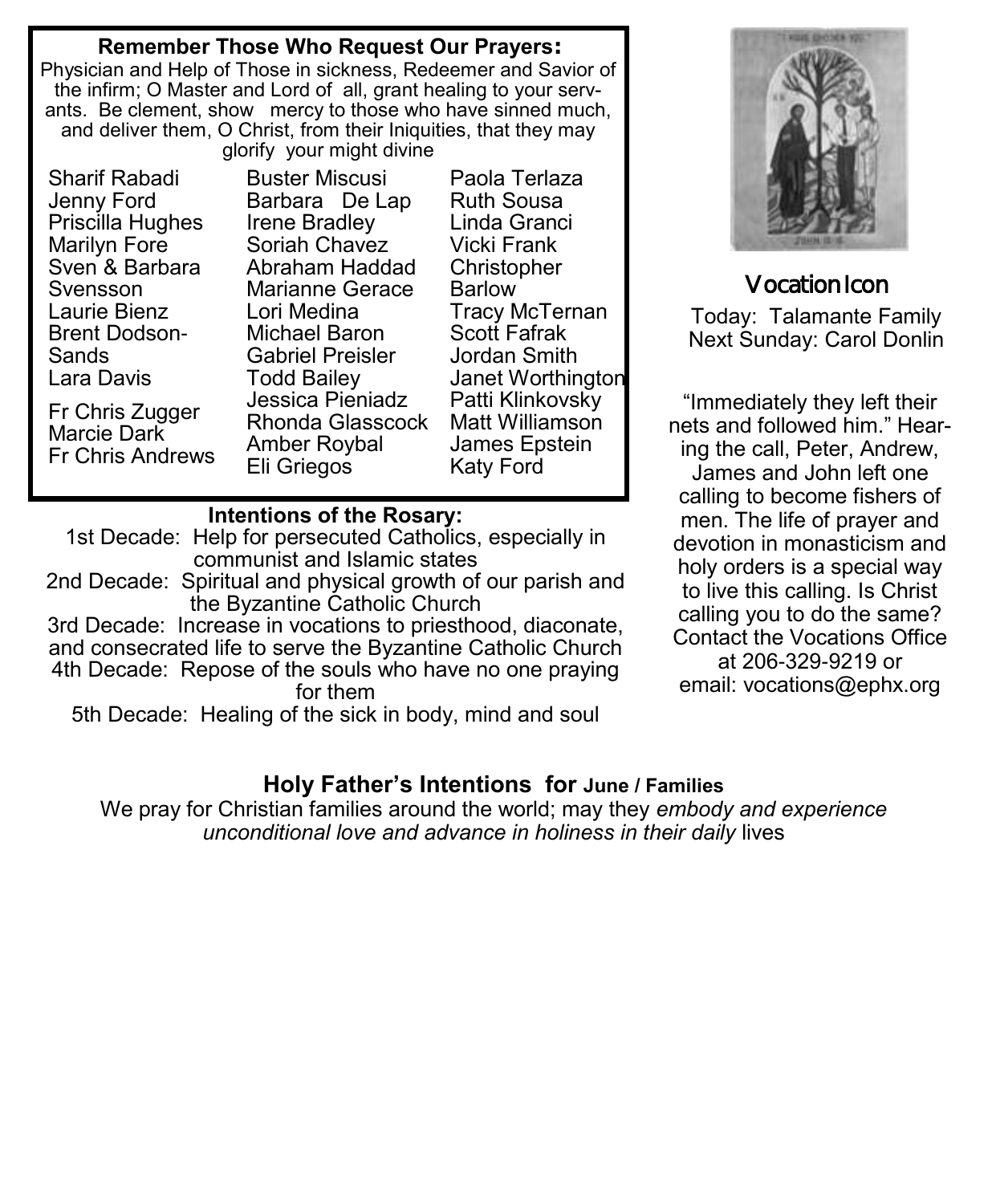**Remember Those Who Request Our Prayers:**

Physician and Help of Those in sickness, Redeemer and Savior of the infirm; O Master and Lord of all, grant healing to your servants. Be clement, show mercy to those who have sinned much, and deliver them, O Christ, from their Iniquities, that they may glorify your might divine

Sharif Rabadi
Jenny Ford
Priscilla Hughes
Marilyn Fore
Sven & Barbara Svensson
Laurie Bienz
Brent Dodson-Sands
Lara Davis
Fr Chris Zugger
Marcie Dark
Fr Chris Andrews

Buster Miscusi
Barbara De Lap
Irene Bradley
Soriah Chavez
Abraham Haddad
Marianne Gerace
Lori Medina
Michael Baron
Gabriel Preisler
Todd Bailey
Jessica Pieniadz
Rhonda Glasscock
Amber Roybal
Eli Griegos

Paola Terlaza
Ruth Sousa
Linda Granci
Vicki Frank
Christopher Barlow
Tracy McTernan
Scott Fafrak
Jordan Smith
Janet Worthington
Patti Klinkovsky
Matt Williamson
James Epstein
Katy Ford

**Intentions of the Rosary:**

1st Decade: Help for persecuted Catholics, especially in communist and Islamic states
2nd Decade: Spiritual and physical growth of our parish and the Byzantine Catholic Church
3rd Decade: Increase in vocations to priesthood, diaconate, and consecrated life to serve the Byzantine Catholic Church
4th Decade: Repose of the souls who have no one praying for them
5th Decade: Healing of the sick in body, mind and soul

## Vocation Icon

Today: Talamante Family
Next Sunday: Carol Donlin

"Immediately they left their nets and followed him." Hearing the call, Peter, Andrew, James and John left one calling to become fishers of men. The life of prayer and devotion in monasticism and holy orders is a special way to live this calling. Is Christ calling you to do the same? Contact the Vocations Office at 206-329-9219 or email: vocations@ephx.org

**Holy Father's Intentions for June / Families**

We pray for Christian families around the world; may they *embody and experience unconditional love and advance in holiness in their daily* lives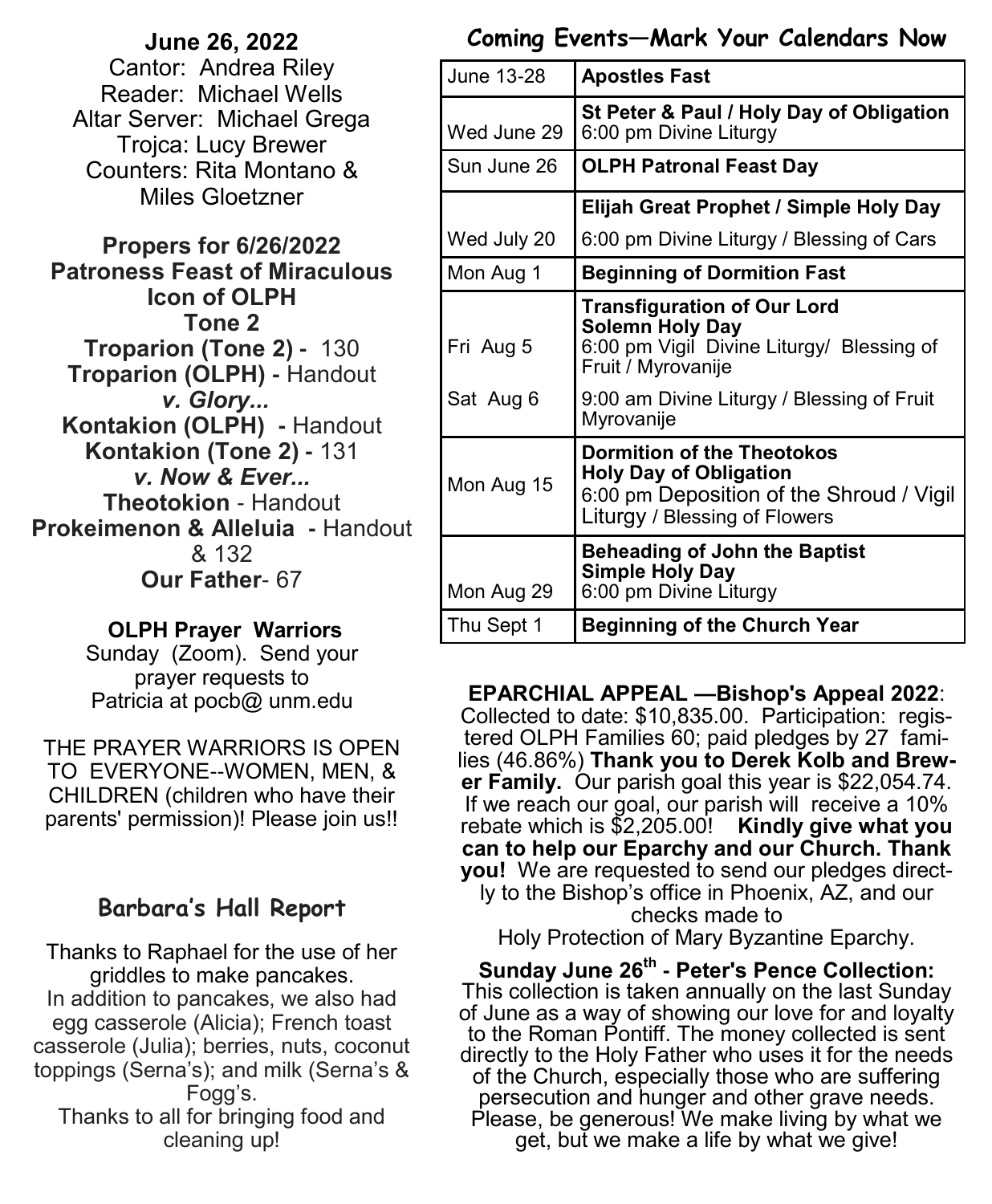**June 26, 2022**
Cantor: Andrea Riley
Reader: Michael Wells
Altar Server: Michael Grega
Trojca: Lucy Brewer
Counters: Rita Montano & Miles Gloetzner

**Propers for 6/26/2022**
**Patroness Feast of Miraculous Icon of OLPH**
**Tone 2**
**Troparion (Tone 2) -** 130
**Troparion (OLPH) -** Handout
***v. Glory...***
**Kontakion (OLPH) -** Handout
**Kontakion (Tone 2) -** 131
***v. Now & Ever...***
**Theotokion** - Handout
**Prokeimenon & Alleluia -** Handout & 132
**Our Father**- 67

**OLPH Prayer Warriors**
Sunday (Zoom). Send your prayer requests to Patricia at pocb@ unm.edu

THE PRAYER WARRIORS IS OPEN TO EVERYONE--WOMEN, MEN, & CHILDREN (children who have their parents' permission)! Please join us!!

## Barbara's Hall Report

Thanks to Raphael for the use of her griddles to make pancakes.
In addition to pancakes, we also had egg casserole (Alicia); French toast casserole (Julia); berries, nuts, coconut toppings (Serna's); and milk (Serna's & Fogg's.
Thanks to all for bringing food and cleaning up!

## Coming Events—Mark Your Calendars Now

| | |
|---|---|
| June 13-28 | **Apostles Fast** |
| Wed June 29 | **St Peter & Paul / Holy Day of Obligation** 6:00 pm Divine Liturgy |
| Sun June 26 | **OLPH Patronal Feast Day** |
| Wed July 20 | **Elijah Great Prophet / Simple Holy Day** 6:00 pm Divine Liturgy / Blessing of Cars |
| Mon Aug 1 | **Beginning of Dormition Fast** |
| Fri Aug 5 | **Transfiguration of Our Lord** **Solemn Holy Day** 6:00 pm Vigil Divine Liturgy/ Blessing of Fruit / Myrovanije |
| Sat Aug 6 | 9:00 am Divine Liturgy / Blessing of Fruit Myrovanije |
| Mon Aug 15 | **Dormition of the Theotokos** **Holy Day of Obligation** 6:00 pm Deposition of the Shroud / Vigil Liturgy / Blessing of Flowers |
| Mon Aug 29 | **Beheading of John the Baptist** **Simple Holy Day** 6:00 pm Divine Liturgy |
| Thu Sept 1 | **Beginning of the Church Year** |

**EPARCHIAL APPEAL —Bishop's Appeal 2022**: Collected to date: $10,835.00. Participation: registered OLPH Families 60; paid pledges by 27 families (46.86%) **Thank you to Derek Kolb and Brewer Family.** Our parish goal this year is $22,054.74. If we reach our goal, our parish will receive a 10% rebate which is $2,205.00! **Kindly give what you can to help our Eparchy and our Church. Thank you!** We are requested to send our pledges directly to the Bishop's office in Phoenix, AZ, and our checks made to Holy Protection of Mary Byzantine Eparchy.

**Sunday June 26th - Peter's Pence Collection:** This collection is taken annually on the last Sunday of June as a way of showing our love for and loyalty to the Roman Pontiff. The money collected is sent directly to the Holy Father who uses it for the needs of the Church, especially those who are suffering persecution and hunger and other grave needs. Please, be generous! We make living by what we get, but we make a life by what we give!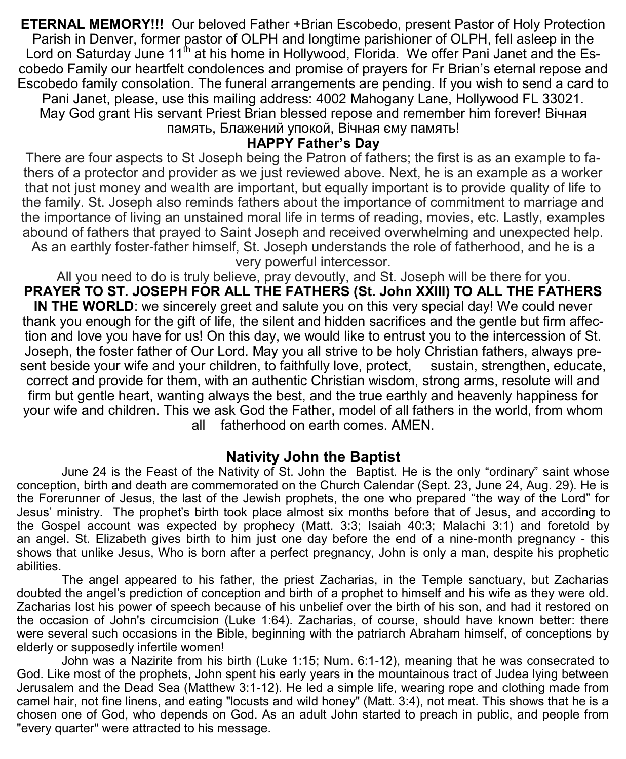**ETERNAL MEMORY!!!** Our beloved Father +Brian Escobedo, present Pastor of Holy Protection Parish in Denver, former pastor of OLPH and longtime parishioner of OLPH, fell asleep in the Lord on Saturday June 11th at his home in Hollywood, Florida. We offer Pani Janet and the Escobedo Family our heartfelt condolences and promise of prayers for Fr Brian's eternal repose and Escobedo family consolation. The funeral arrangements are pending. If you wish to send a card to Pani Janet, please, use this mailing address: 4002 Mahogany Lane, Hollywood FL 33021. May God grant His servant Priest Brian blessed repose and remember him forever! Вічная память, Блажений упокой, Вічная єму память!

**HAPPY Father's Day**

There are four aspects to St Joseph being the Patron of fathers; the first is as an example to fathers of a protector and provider as we just reviewed above. Next, he is an example as a worker that not just money and wealth are important, but equally important is to provide quality of life to the family. St. Joseph also reminds fathers about the importance of commitment to marriage and the importance of living an unstained moral life in terms of reading, movies, etc. Lastly, examples abound of fathers that prayed to Saint Joseph and received overwhelming and unexpected help. As an earthly foster-father himself, St. Joseph understands the role of fatherhood, and he is a very powerful intercessor.

All you need to do is truly believe, pray devoutly, and St. Joseph will be there for you.

**PRAYER TO ST. JOSEPH FOR ALL THE FATHERS (St. John XXIII) TO ALL THE FATHERS IN THE WORLD**: we sincerely greet and salute you on this very special day! We could never thank you enough for the gift of life, the silent and hidden sacrifices and the gentle but firm affection and love you have for us! On this day, we would like to entrust you to the intercession of St. Joseph, the foster father of Our Lord. May you all strive to be holy Christian fathers, always present beside your wife and your children, to faithfully love, protect, sustain, strengthen, educate, correct and provide for them, with an authentic Christian wisdom, strong arms, resolute will and firm but gentle heart, wanting always the best, and the true earthly and heavenly happiness for your wife and children. This we ask God the Father, model of all fathers in the world, from whom all fatherhood on earth comes. AMEN.

## Nativity John the Baptist

June 24 is the Feast of the Nativity of St. John the Baptist. He is the only "ordinary" saint whose conception, birth and death are commemorated on the Church Calendar (Sept. 23, June 24, Aug. 29). He is the Forerunner of Jesus, the last of the Jewish prophets, the one who prepared "the way of the Lord" for Jesus' ministry. The prophet's birth took place almost six months before that of Jesus, and according to the Gospel account was expected by prophecy (Matt. 3:3; Isaiah 40:3; Malachi 3:1) and foretold by an angel. St. Elizabeth gives birth to him just one day before the end of a nine-month pregnancy - this shows that unlike Jesus, Who is born after a perfect pregnancy, John is only a man, despite his prophetic abilities.

The angel appeared to his father, the priest Zacharias, in the Temple sanctuary, but Zacharias doubted the angel's prediction of conception and birth of a prophet to himself and his wife as they were old. Zacharias lost his power of speech because of his unbelief over the birth of his son, and had it restored on the occasion of John's circumcision (Luke 1:64). Zacharias, of course, should have known better: there were several such occasions in the Bible, beginning with the patriarch Abraham himself, of conceptions by elderly or supposedly infertile women!

John was a Nazirite from his birth (Luke 1:15; Num. 6:1-12), meaning that he was consecrated to God. Like most of the prophets, John spent his early years in the mountainous tract of Judea lying between Jerusalem and the Dead Sea (Matthew 3:1-12). He led a simple life, wearing rope and clothing made from camel hair, not fine linens, and eating "locusts and wild honey" (Matt. 3:4), not meat. This shows that he is a chosen one of God, who depends on God. As an adult John started to preach in public, and people from "every quarter" were attracted to his message.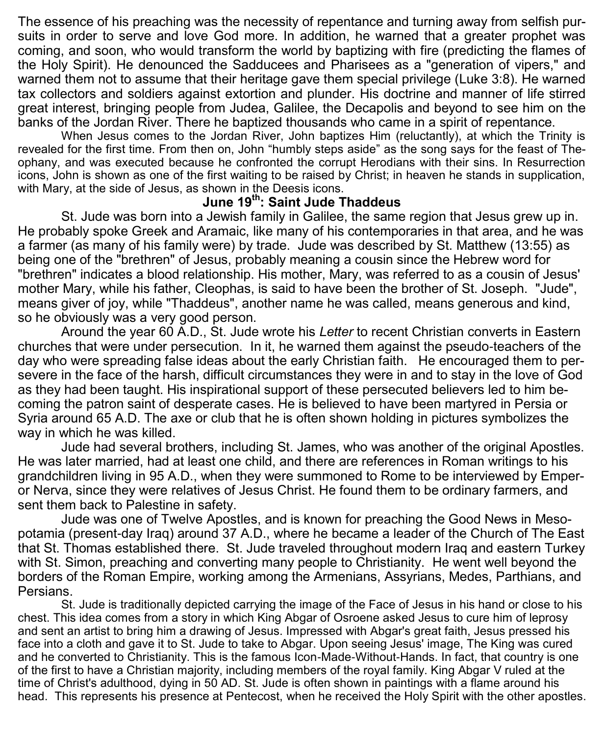The essence of his preaching was the necessity of repentance and turning away from selfish pursuits in order to serve and love God more. In addition, he warned that a greater prophet was coming, and soon, who would transform the world by baptizing with fire (predicting the flames of the Holy Spirit). He denounced the Sadducees and Pharisees as a "generation of vipers," and warned them not to assume that their heritage gave them special privilege (Luke 3:8). He warned tax collectors and soldiers against extortion and plunder. His doctrine and manner of life stirred great interest, bringing people from Judea, Galilee, the Decapolis and beyond to see him on the banks of the Jordan River. There he baptized thousands who came in a spirit of repentance.

When Jesus comes to the Jordan River, John baptizes Him (reluctantly), at which the Trinity is revealed for the first time. From then on, John "humbly steps aside" as the song says for the feast of Theophany, and was executed because he confronted the corrupt Herodians with their sins. In Resurrection icons, John is shown as one of the first waiting to be raised by Christ; in heaven he stands in supplication, with Mary, at the side of Jesus, as shown in the Deesis icons.

## June 19th: Saint Jude Thaddeus

St. Jude was born into a Jewish family in Galilee, the same region that Jesus grew up in. He probably spoke Greek and Aramaic, like many of his contemporaries in that area, and he was a farmer (as many of his family were) by trade. Jude was described by St. Matthew (13:55) as being one of the "brethren" of Jesus, probably meaning a cousin since the Hebrew word for "brethren" indicates a blood relationship. His mother, Mary, was referred to as a cousin of Jesus' mother Mary, while his father, Cleophas, is said to have been the brother of St. Joseph. "Jude", means giver of joy, while "Thaddeus", another name he was called, means generous and kind, so he obviously was a very good person.

Around the year 60 A.D., St. Jude wrote his *Letter* to recent Christian converts in Eastern churches that were under persecution. In it, he warned them against the pseudo-teachers of the day who were spreading false ideas about the early Christian faith. He encouraged them to persevere in the face of the harsh, difficult circumstances they were in and to stay in the love of God as they had been taught. His inspirational support of these persecuted believers led to him becoming the patron saint of desperate cases. He is believed to have been martyred in Persia or Syria around 65 A.D. The axe or club that he is often shown holding in pictures symbolizes the way in which he was killed.

Jude had several brothers, including St. James, who was another of the original Apostles. He was later married, had at least one child, and there are references in Roman writings to his grandchildren living in 95 A.D., when they were summoned to Rome to be interviewed by Emperor Nerva, since they were relatives of Jesus Christ. He found them to be ordinary farmers, and sent them back to Palestine in safety.

Jude was one of Twelve Apostles, and is known for preaching the Good News in Mesopotamia (present-day Iraq) around 37 A.D., where he became a leader of the Church of The East that St. Thomas established there. St. Jude traveled throughout modern Iraq and eastern Turkey with St. Simon, preaching and converting many people to Christianity. He went well beyond the borders of the Roman Empire, working among the Armenians, Assyrians, Medes, Parthians, and Persians.

St. Jude is traditionally depicted carrying the image of the Face of Jesus in his hand or close to his chest. This idea comes from a story in which King Abgar of Osroene asked Jesus to cure him of leprosy and sent an artist to bring him a drawing of Jesus. Impressed with Abgar's great faith, Jesus pressed his face into a cloth and gave it to St. Jude to take to Abgar. Upon seeing Jesus' image, The King was cured and he converted to Christianity. This is the famous Icon-Made-Without-Hands. In fact, that country is one of the first to have a Christian majority, including members of the royal family. King Abgar V ruled at the time of Christ's adulthood, dying in 50 AD. St. Jude is often shown in paintings with a flame around his head. This represents his presence at Pentecost, when he received the Holy Spirit with the other apostles.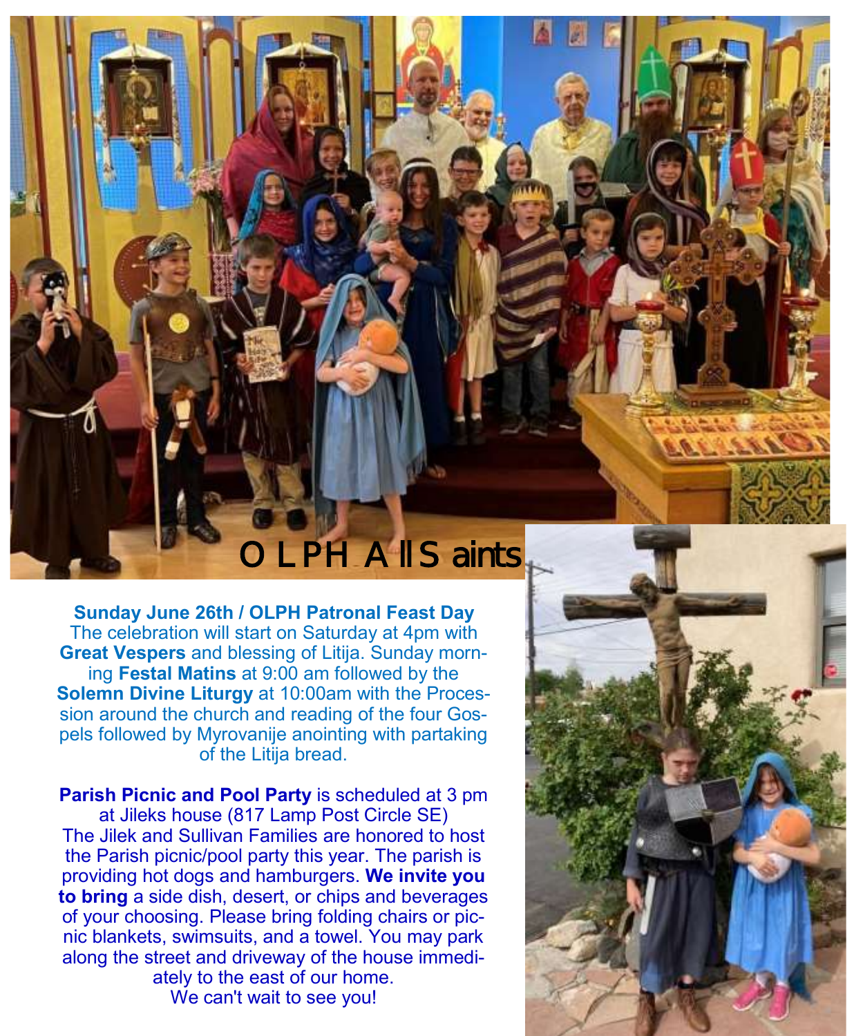OLPH All Saints

**Sunday June 26th / OLPH Patronal Feast Day**
The celebration will start on Saturday at 4pm with **Great Vespers** and blessing of Litija. Sunday morning **Festal Matins** at 9:00 am followed by the **Solemn Divine Liturgy** at 10:00am with the Procession around the church and reading of the four Gospels followed by Myrovanije anointing with partaking of the Litija bread.

**Parish Picnic and Pool Party** is scheduled at 3 pm at Jileks house (817 Lamp Post Circle SE)
The Jilek and Sullivan Families are honored to host the Parish picnic/pool party this year. The parish is providing hot dogs and hamburgers. **We invite you to bring** a side dish, desert, or chips and beverages of your choosing. Please bring folding chairs or picnic blankets, swimsuits, and a towel. You may park along the street and driveway of the house immediately to the east of our home.
We can't wait to see you!